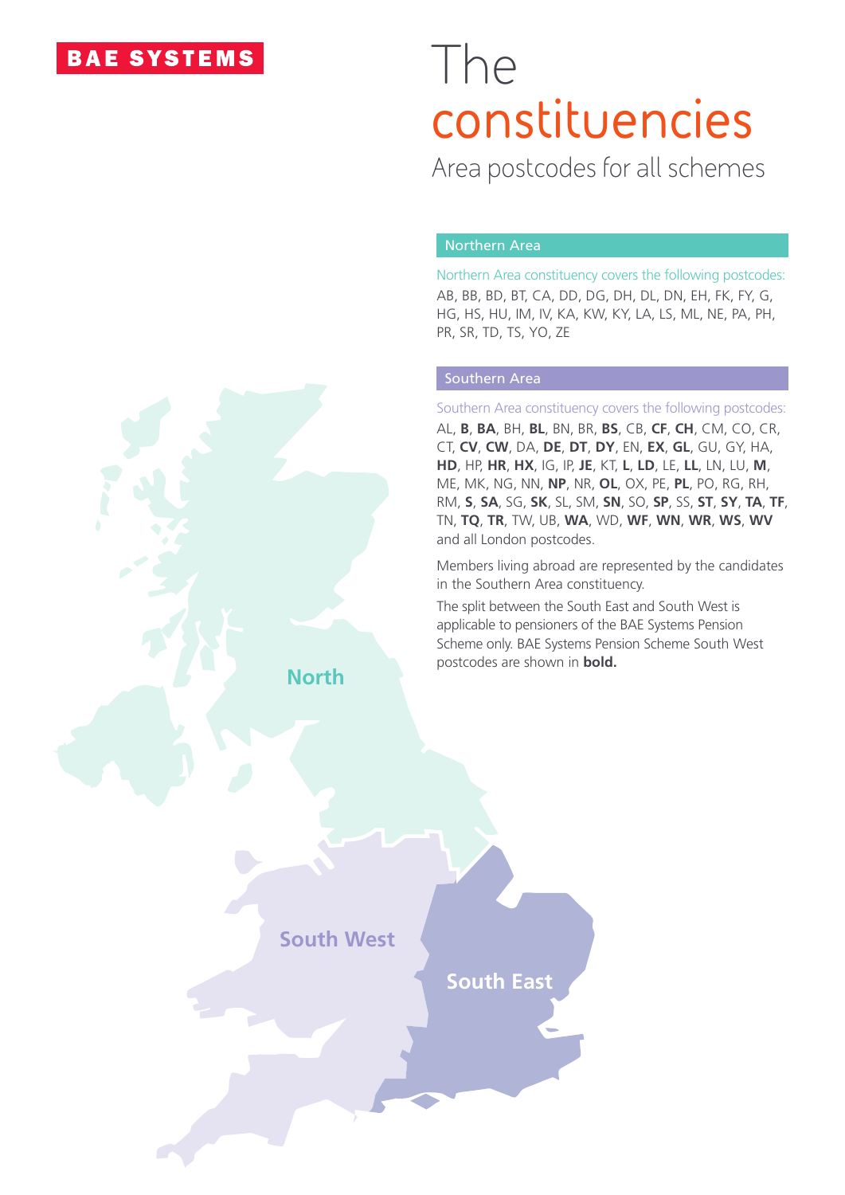BAE SYSTEMS

# The constituencies

## Area postcodes for all schemes

### Northern Area

Northern Area constituency covers the following postcodes:

AB, BB, BD, BT, CA, DD, DG, DH, DL, DN, EH, FK, FY, G, HG, HS, HU, IM, IV, KA, KW, KY, LA, LS, ML, NE, PA, PH, PR, SR, TD, TS, YO, ZE

### Southern Area

Southern Area constituency covers the following postcodes:

AL, **B**, **BA**, BH, **BL**, BN, BR, **BS**, CB, **CF**, **CH**, CM, CO, CR, CT, **CV**, **CW**, DA, **DE**, **DT**, **DY**, EN, **EX**, **GL**, GU, GY, HA, **HD**, HP, **HR**, **HX**, IG, IP, **JE**, KT, **L**, **LD**, LE, **LL**, LN, LU, **M**, ME, MK, NG, NN, **NP**, NR, **OL**, OX, PE, **PL**, PO, RG, RH, RM, **S**, **SA**, SG, **SK**, SL, SM, **SN**, SO, **SP**, SS, **ST**, **SY**, **TA**, **TF**, TN, **TQ**, **TR**, TW, UB, **WA**, WD, **WF**, **WN**, **WR**, **WS**, **WV** and all London postcodes.

Members living abroad are represented by the candidates in the Southern Area constituency.

The split between the South East and South West is applicable to pensioners of the BAE Systems Pension Scheme only. BAE Systems Pension Scheme South West postcodes are shown in **bold.**

North

South West

South East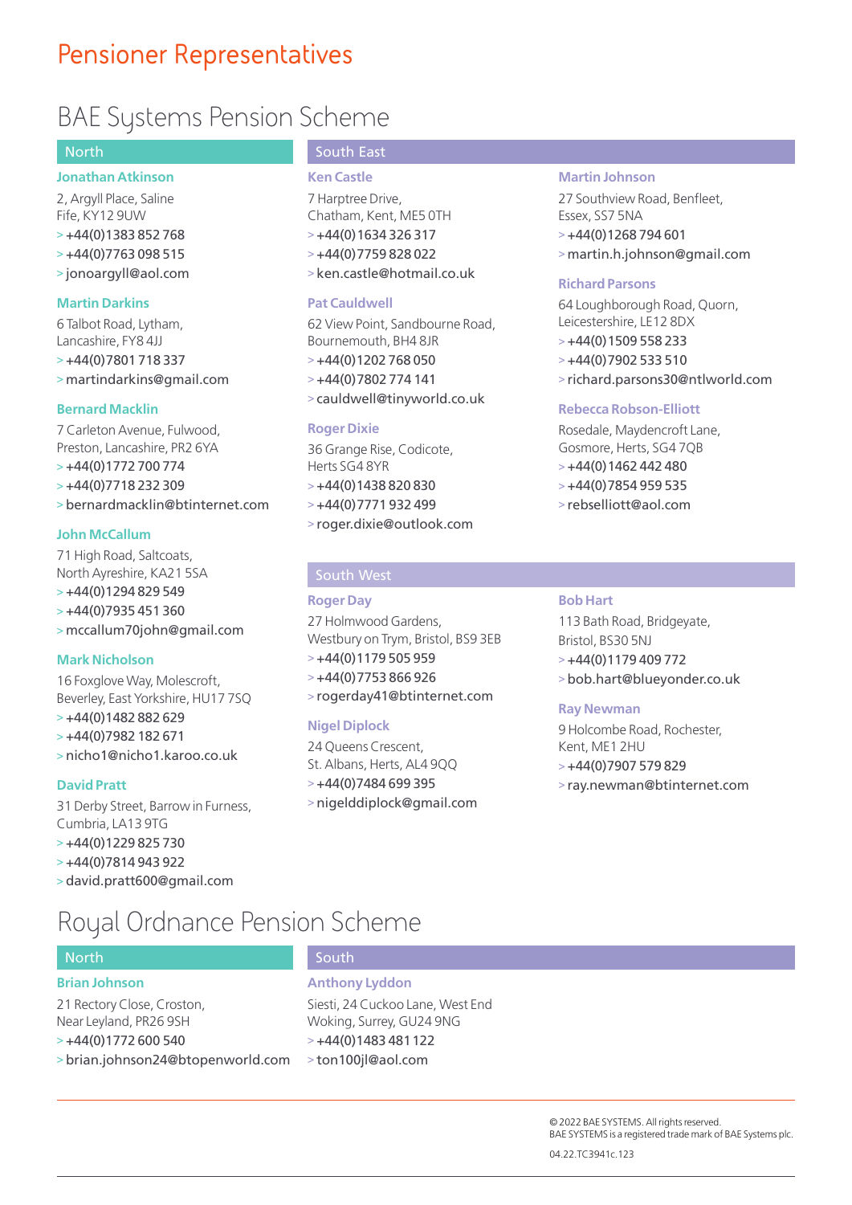# Pensioner Representatives

## BAE Systems Pension Scheme

### North

**Jonathan Atkinson**
2, Argyll Place, Saline
Fife, KY12 9UW
> +44(0)1383 852 768
> +44(0)7763 098 515
> jonoargyll@aol.com

**Martin Darkins**
6 Talbot Road, Lytham,
Lancashire, FY8 4JJ
> +44(0)7801 718 337
> martindarkins@gmail.com

**Bernard Macklin**
7 Carleton Avenue, Fulwood,
Preston, Lancashire, PR2 6YA
> +44(0)1772 700 774
> +44(0)7718 232 309
> bernardmacklin@btinternet.com

**John McCallum**
71 High Road, Saltcoats,
North Ayreshire, KA21 5SA
> +44(0)1294 829 549
> +44(0)7935 451 360
> mccallum70john@gmail.com

**Mark Nicholson**
16 Foxglove Way, Molescroft,
Beverley, East Yorkshire, HU17 7SQ
> +44(0)1482 882 629
> +44(0)7982 182 671
> nicho1@nicho1.karoo.co.uk

**David Pratt**
31 Derby Street, Barrow in Furness,
Cumbria, LA13 9TG
> +44(0)1229 825 730
> +44(0)7814 943 922
> david.pratt600@gmail.com

### South East

**Ken Castle**
7 Harptree Drive,
Chatham, Kent, ME5 0TH
> +44(0)1634 326 317
> +44(0)7759 828 022
> ken.castle@hotmail.co.uk

**Pat Cauldwell**
62 View Point, Sandbourne Road,
Bournemouth, BH4 8JR
> +44(0)1202 768 050
> +44(0)7802 774 141
> cauldwell@tinyworld.co.uk

**Roger Dixie**
36 Grange Rise, Codicote,
Herts SG4 8YR
> +44(0)1438 820 830
> +44(0)7771 932 499
> roger.dixie@outlook.com

**Martin Johnson**
27 Southview Road, Benfleet,
Essex, SS7 5NA
> +44(0)1268 794 601
> martin.h.johnson@gmail.com

**Richard Parsons**
64 Loughborough Road, Quorn,
Leicestershire, LE12 8DX
> +44(0)1509 558 233
> +44(0)7902 533 510
> richard.parsons30@ntlworld.com

**Rebecca Robson-Elliott**
Rosedale, Maydencroft Lane,
Gosmore, Herts, SG4 7QB
> +44(0)1462 442 480
> +44(0)7854 959 535
> rebselliott@aol.com

### South West

**Roger Day**
27 Holmwood Gardens,
Westbury on Trym, Bristol, BS9 3EB
> +44(0)1179 505 959
> +44(0)7753 866 926
> rogerday41@btinternet.com

**Nigel Diplock**
24 Queens Crescent,
St. Albans, Herts, AL4 9QQ
> +44(0)7484 699 395
> nigelddiplock@gmail.com

**Bob Hart**
113 Bath Road, Bridgeyate,
Bristol, BS30 5NJ
> +44(0)1179 409 772
> bob.hart@blueyonder.co.uk

**Ray Newman**
9 Holcombe Road, Rochester,
Kent, ME1 2HU
> +44(0)7907 579 829
> ray.newman@btinternet.com

## Royal Ordnance Pension Scheme

### North

**Brian Johnson**
21 Rectory Close, Croston,
Near Leyland, PR26 9SH
> +44(0)1772 600 540
> brian.johnson24@btopenworld.com

### South

**Anthony Lyddon**
Siesti, 24 Cuckoo Lane, West End
Woking, Surrey, GU24 9NG
> +44(0)1483 481 122
> ton100jl@aol.com

© 2022 BAE SYSTEMS. All rights reserved.
BAE SYSTEMS is a registered trade mark of BAE Systems plc.

04.22.TC3941c.123